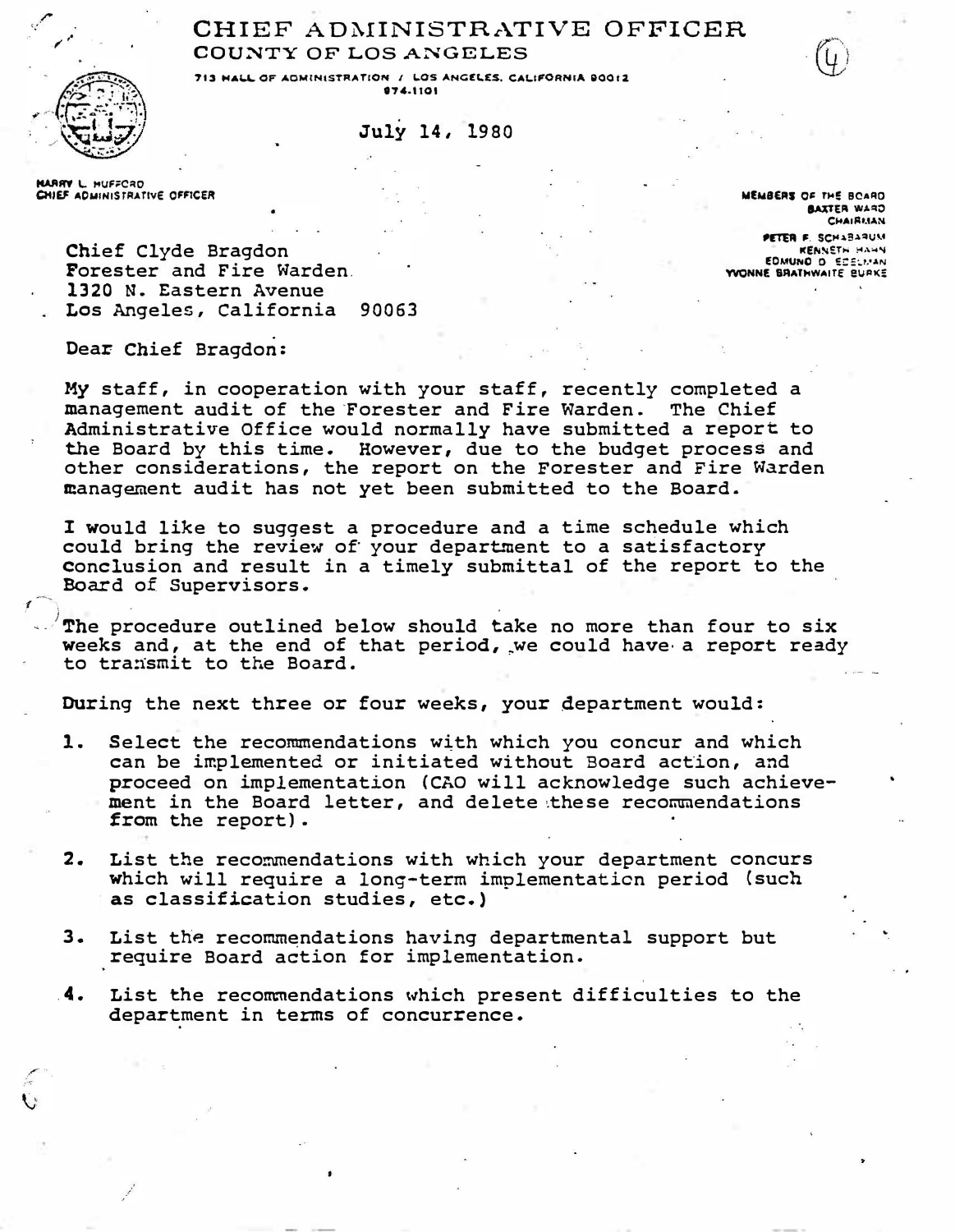# CHIEF ADMINISTRATIVE OFFICER

## COUNTY OF LOS ANGELES

713 HALL OF ADMINISTRATION / LOS ANGELES, CALIFORNIA 90012
974-1101

(4)

July 14, 1980

HARRY L. HUFFORD
CHIEF ADMINISTRATIVE OFFICER

MEMBERS OF THE BOARD
BAXTER WARD
CHAIRMAN
PETER F. SCHABARUM
KENNETH HAHN
EDMUND D. EDELMAN
YVONNE BRATHWAITE BURKE

Chief Clyde Bragdon
Forester and Fire Warden
1320 N. Eastern Avenue
Los Angeles, California 90063

Dear Chief Bragdon:

My staff, in cooperation with your staff, recently completed a management audit of the Forester and Fire Warden. The Chief Administrative Office would normally have submitted a report to the Board by this time. However, due to the budget process and other considerations, the report on the Forester and Fire Warden management audit has not yet been submitted to the Board.

I would like to suggest a procedure and a time schedule which could bring the review of your department to a satisfactory conclusion and result in a timely submittal of the report to the Board of Supervisors.

The procedure outlined below should take no more than four to six weeks and, at the end of that period, we could have a report ready to transmit to the Board.

During the next three or four weeks, your department would:

1. Select the recommendations with which you concur and which can be implemented or initiated without Board action, and proceed on implementation (CAO will acknowledge such achievement in the Board letter, and delete these recommendations from the report).

2. List the recommendations with which your department concurs which will require a long-term implementation period (such as classification studies, etc.)

3. List the recommendations having departmental support but require Board action for implementation.

4. List the recommendations which present difficulties to the department in terms of concurrence.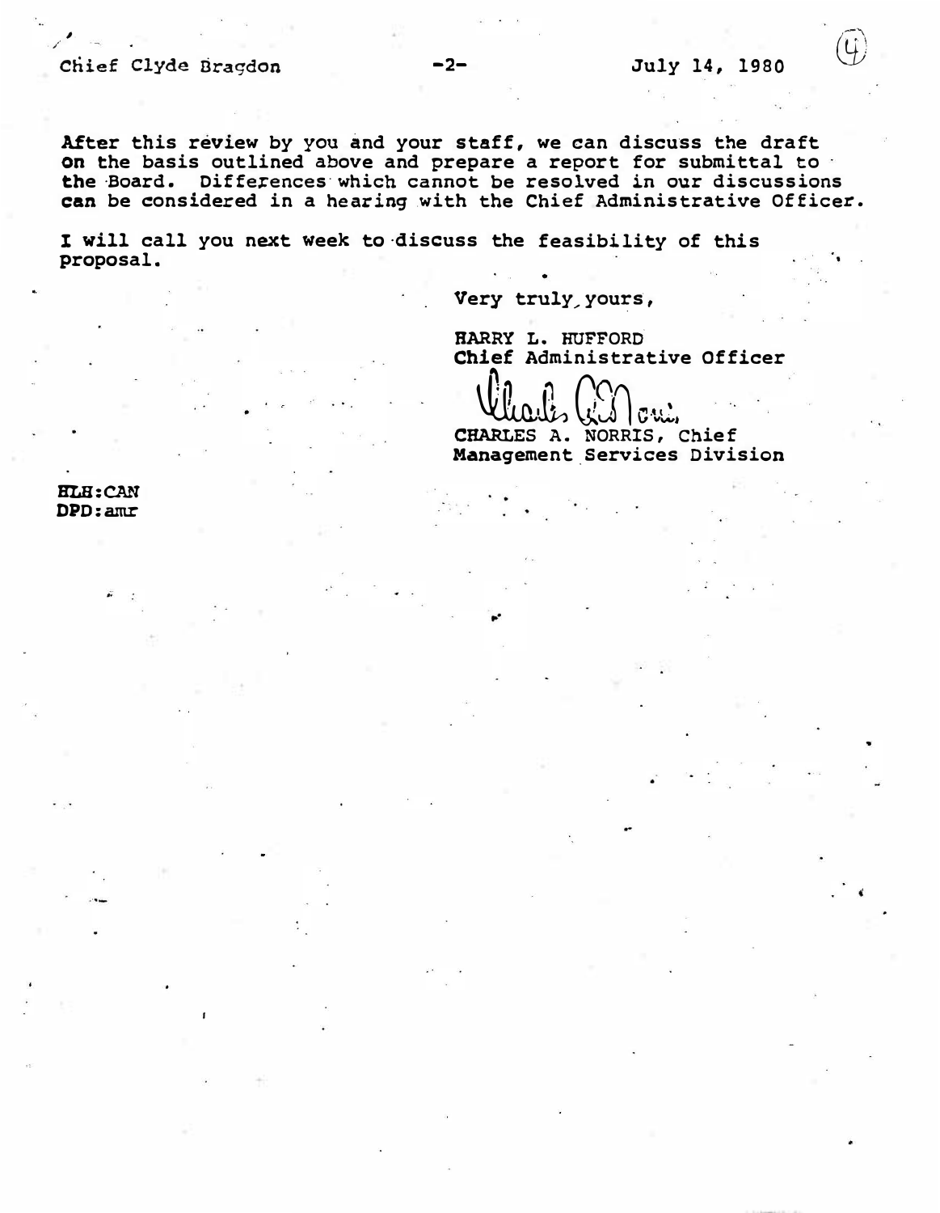After this review by you and your staff, we can discuss the draft on the basis outlined above and prepare a report for submittal to the Board. Differences which cannot be resolved in our discussions can be considered in a hearing with the Chief Administrative Officer.

I will call you next week to discuss the feasibility of this proposal.

Very truly yours,

HARRY L. HUFFORD
Chief Administrative Officer

CHARLES A. NORRIS, Chief
Management Services Division

HLH:CAN
DPD:amr